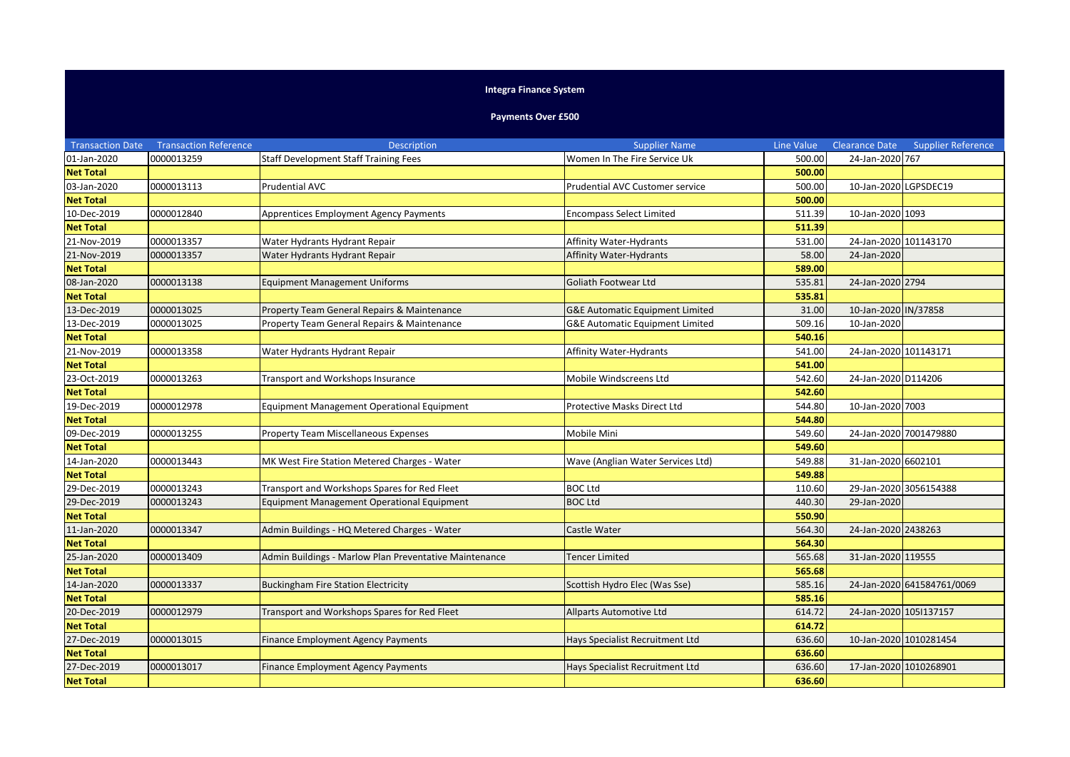**Integra Finance System**

**Payments Over £500**

| Transaction Date | Transaction Reference | Description | Supplier Name | Line Value | Clearance Date | Supplier Reference |
|---|---|---|---|---|---|---|
| 01-Jan-2020 | 0000013259 | Staff Development Staff Training Fees | Women In The Fire Service Uk | 500.00 | 24-Jan-2020 | 767 |
| **Net Total** | | | | **500.00** | | |
| 03-Jan-2020 | 0000013113 | Prudential AVC | Prudential AVC Customer service | 500.00 | 10-Jan-2020 | LGPSDEC19 |
| **Net Total** | | | | **500.00** | | |
| 10-Dec-2019 | 0000012840 | Apprentices Employment Agency Payments | Encompass Select Limited | 511.39 | 10-Jan-2020 | 1093 |
| **Net Total** | | | | **511.39** | | |
| 21-Nov-2019 | 0000013357 | Water Hydrants Hydrant Repair | Affinity Water-Hydrants | 531.00 | 24-Jan-2020 | 101143170 |
| 21-Nov-2019 | 0000013357 | Water Hydrants Hydrant Repair | Affinity Water-Hydrants | 58.00 | 24-Jan-2020 | |
| **Net Total** | | | | **589.00** | | |
| 08-Jan-2020 | 0000013138 | Equipment Management Uniforms | Goliath Footwear Ltd | 535.81 | 24-Jan-2020 | 2794 |
| **Net Total** | | | | **535.81** | | |
| 13-Dec-2019 | 0000013025 | Property Team General Repairs & Maintenance | G&E Automatic Equipment Limited | 31.00 | 10-Jan-2020 | IN/37858 |
| 13-Dec-2019 | 0000013025 | Property Team General Repairs & Maintenance | G&E Automatic Equipment Limited | 509.16 | 10-Jan-2020 | |
| **Net Total** | | | | **540.16** | | |
| 21-Nov-2019 | 0000013358 | Water Hydrants Hydrant Repair | Affinity Water-Hydrants | 541.00 | 24-Jan-2020 | 101143171 |
| **Net Total** | | | | **541.00** | | |
| 23-Oct-2019 | 0000013263 | Transport and Workshops Insurance | Mobile Windscreens Ltd | 542.60 | 24-Jan-2020 | D114206 |
| **Net Total** | | | | **542.60** | | |
| 19-Dec-2019 | 0000012978 | Equipment Management Operational Equipment | Protective Masks Direct Ltd | 544.80 | 10-Jan-2020 | 7003 |
| **Net Total** | | | | **544.80** | | |
| 09-Dec-2019 | 0000013255 | Property Team Miscellaneous Expenses | Mobile Mini | 549.60 | 24-Jan-2020 | 7001479880 |
| **Net Total** | | | | **549.60** | | |
| 14-Jan-2020 | 0000013443 | MK West Fire Station Metered Charges - Water | Wave (Anglian Water Services Ltd) | 549.88 | 31-Jan-2020 | 6602101 |
| **Net Total** | | | | **549.88** | | |
| 29-Dec-2019 | 0000013243 | Transport and Workshops Spares for Red Fleet | BOC Ltd | 110.60 | 29-Jan-2020 | 3056154388 |
| 29-Dec-2019 | 0000013243 | Equipment Management Operational Equipment | BOC Ltd | 440.30 | 29-Jan-2020 | |
| **Net Total** | | | | **550.90** | | |
| 11-Jan-2020 | 0000013347 | Admin Buildings - HQ Metered Charges - Water | Castle Water | 564.30 | 24-Jan-2020 | 2438263 |
| **Net Total** | | | | **564.30** | | |
| 25-Jan-2020 | 0000013409 | Admin Buildings - Marlow Plan Preventative Maintenance | Tencer Limited | 565.68 | 31-Jan-2020 | 119555 |
| **Net Total** | | | | **565.68** | | |
| 14-Jan-2020 | 0000013337 | Buckingham Fire Station Electricity | Scottish Hydro Elec (Was Sse) | 585.16 | 24-Jan-2020 | 641584761/0069 |
| **Net Total** | | | | **585.16** | | |
| 20-Dec-2019 | 0000012979 | Transport and Workshops Spares for Red Fleet | Allparts Automotive Ltd | 614.72 | 24-Jan-2020 | 105I137157 |
| **Net Total** | | | | **614.72** | | |
| 27-Dec-2019 | 0000013015 | Finance Employment Agency Payments | Hays Specialist Recruitment Ltd | 636.60 | 10-Jan-2020 | 1010281454 |
| **Net Total** | | | | **636.60** | | |
| 27-Dec-2019 | 0000013017 | Finance Employment Agency Payments | Hays Specialist Recruitment Ltd | 636.60 | 17-Jan-2020 | 1010268901 |
| **Net Total** | | | | **636.60** | | |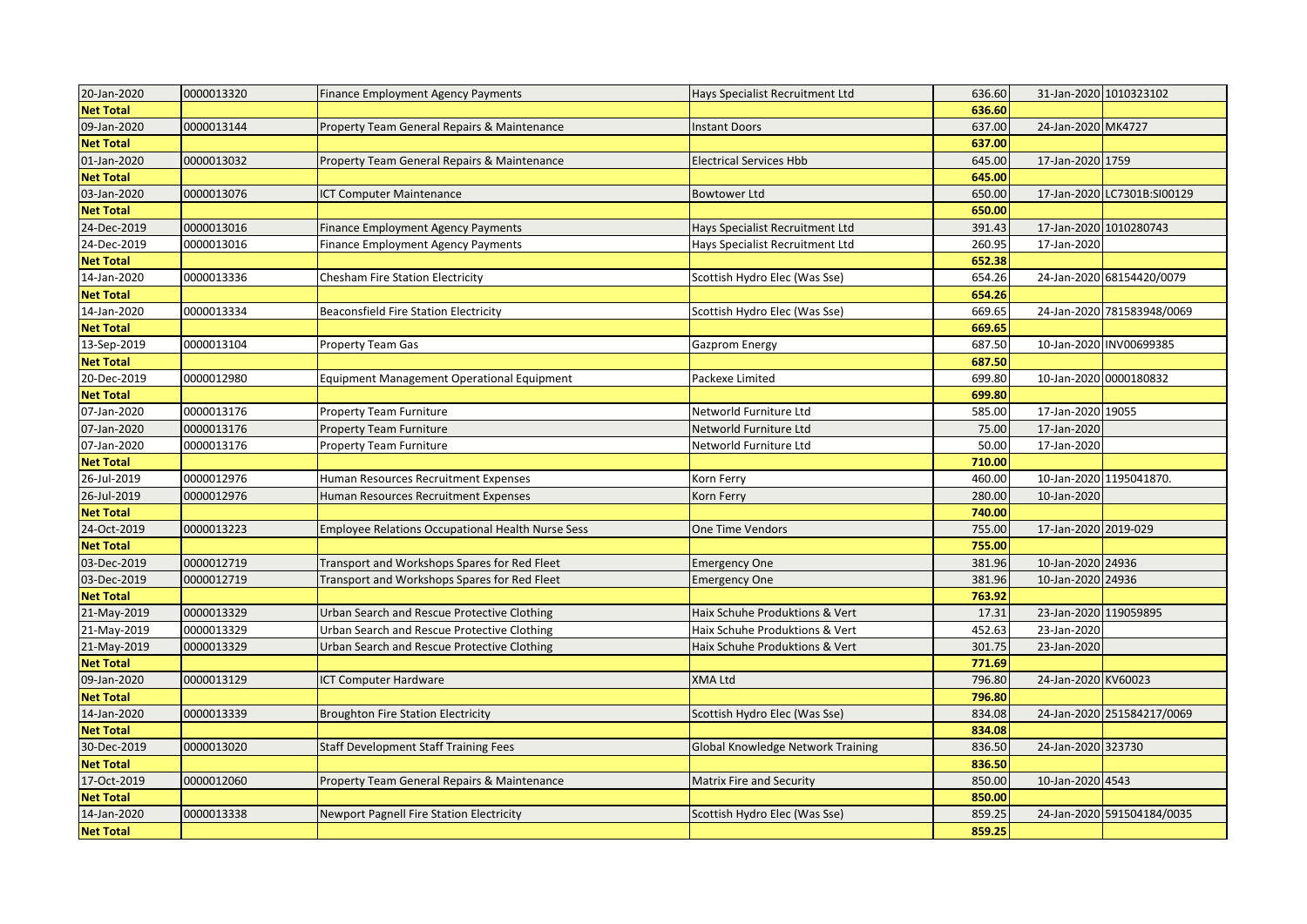| | | | | | | |
|---|---|---|---|---|---|---|
| 20-Jan-2020 | 0000013320 | Finance Employment Agency Payments | Hays Specialist Recruitment Ltd | 636.60 | 31-Jan-2020 | 1010323102 |
| **Net Total** | | | | **636.60** | | |
| 09-Jan-2020 | 0000013144 | Property Team General Repairs & Maintenance | Instant Doors | 637.00 | 24-Jan-2020 | MK4727 |
| **Net Total** | | | | **637.00** | | |
| 01-Jan-2020 | 0000013032 | Property Team General Repairs & Maintenance | Electrical Services Hbb | 645.00 | 17-Jan-2020 | 1759 |
| **Net Total** | | | | **645.00** | | |
| 03-Jan-2020 | 0000013076 | ICT Computer Maintenance | Bowtower Ltd | 650.00 | 17-Jan-2020 | LC7301B:SI00129 |
| **Net Total** | | | | **650.00** | | |
| 24-Dec-2019 | 0000013016 | Finance Employment Agency Payments | Hays Specialist Recruitment Ltd | 391.43 | 17-Jan-2020 | 1010280743 |
| 24-Dec-2019 | 0000013016 | Finance Employment Agency Payments | Hays Specialist Recruitment Ltd | 260.95 | 17-Jan-2020 | |
| **Net Total** | | | | **652.38** | | |
| 14-Jan-2020 | 0000013336 | Chesham Fire Station Electricity | Scottish Hydro Elec (Was Sse) | 654.26 | 24-Jan-2020 | 68154420/0079 |
| **Net Total** | | | | **654.26** | | |
| 14-Jan-2020 | 0000013334 | Beaconsfield Fire Station Electricity | Scottish Hydro Elec (Was Sse) | 669.65 | 24-Jan-2020 | 781583948/0069 |
| **Net Total** | | | | **669.65** | | |
| 13-Sep-2019 | 0000013104 | Property Team Gas | Gazprom Energy | 687.50 | 10-Jan-2020 | INV00699385 |
| **Net Total** | | | | **687.50** | | |
| 20-Dec-2019 | 0000012980 | Equipment Management Operational Equipment | Packexe Limited | 699.80 | 10-Jan-2020 | 0000180832 |
| **Net Total** | | | | **699.80** | | |
| 07-Jan-2020 | 0000013176 | Property Team Furniture | Networld Furniture Ltd | 585.00 | 17-Jan-2020 | 19055 |
| 07-Jan-2020 | 0000013176 | Property Team Furniture | Networld Furniture Ltd | 75.00 | 17-Jan-2020 | |
| 07-Jan-2020 | 0000013176 | Property Team Furniture | Networld Furniture Ltd | 50.00 | 17-Jan-2020 | |
| **Net Total** | | | | **710.00** | | |
| 26-Jul-2019 | 0000012976 | Human Resources Recruitment Expenses | Korn Ferry | 460.00 | 10-Jan-2020 | 1195041870. |
| 26-Jul-2019 | 0000012976 | Human Resources Recruitment Expenses | Korn Ferry | 280.00 | 10-Jan-2020 | |
| **Net Total** | | | | **740.00** | | |
| 24-Oct-2019 | 0000013223 | Employee Relations Occupational Health Nurse Sess | One Time Vendors | 755.00 | 17-Jan-2020 | 2019-029 |
| **Net Total** | | | | **755.00** | | |
| 03-Dec-2019 | 0000012719 | Transport and Workshops Spares for Red Fleet | Emergency One | 381.96 | 10-Jan-2020 | 24936 |
| 03-Dec-2019 | 0000012719 | Transport and Workshops Spares for Red Fleet | Emergency One | 381.96 | 10-Jan-2020 | 24936 |
| **Net Total** | | | | **763.92** | | |
| 21-May-2019 | 0000013329 | Urban Search and Rescue Protective Clothing | Haix Schuhe Produktions & Vert | 17.31 | 23-Jan-2020 | 119059895 |
| 21-May-2019 | 0000013329 | Urban Search and Rescue Protective Clothing | Haix Schuhe Produktions & Vert | 452.63 | 23-Jan-2020 | |
| 21-May-2019 | 0000013329 | Urban Search and Rescue Protective Clothing | Haix Schuhe Produktions & Vert | 301.75 | 23-Jan-2020 | |
| **Net Total** | | | | **771.69** | | |
| 09-Jan-2020 | 0000013129 | ICT Computer Hardware | XMA Ltd | 796.80 | 24-Jan-2020 | KV60023 |
| **Net Total** | | | | **796.80** | | |
| 14-Jan-2020 | 0000013339 | Broughton Fire Station Electricity | Scottish Hydro Elec (Was Sse) | 834.08 | 24-Jan-2020 | 251584217/0069 |
| **Net Total** | | | | **834.08** | | |
| 30-Dec-2019 | 0000013020 | Staff Development Staff Training Fees | Global Knowledge Network Training | 836.50 | 24-Jan-2020 | 323730 |
| **Net Total** | | | | **836.50** | | |
| 17-Oct-2019 | 0000012060 | Property Team General Repairs & Maintenance | Matrix Fire and Security | 850.00 | 10-Jan-2020 | 4543 |
| **Net Total** | | | | **850.00** | | |
| 14-Jan-2020 | 0000013338 | Newport Pagnell Fire Station Electricity | Scottish Hydro Elec (Was Sse) | 859.25 | 24-Jan-2020 | 591504184/0035 |
| **Net Total** | | | | **859.25** | | |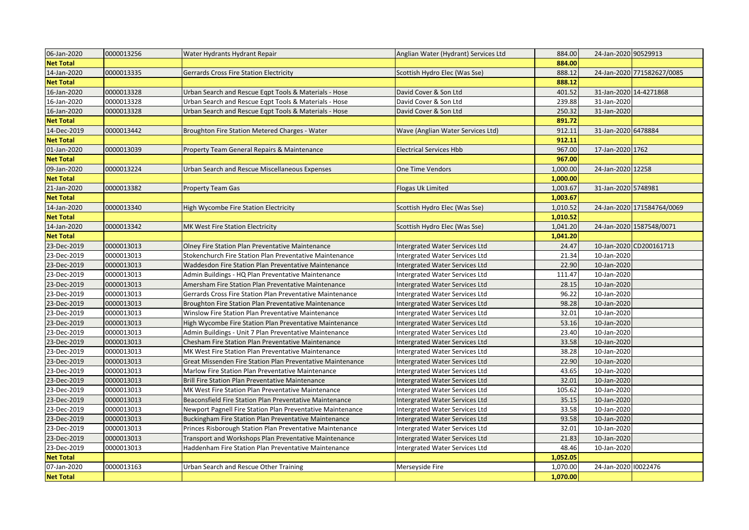| 06-Jan-2020 | 0000013256 | Water Hydrants Hydrant Repair | Anglian Water (Hydrant) Services Ltd | 884.00 | 24-Jan-2020 | 90529913 |
|---|---|---|---|---|---|---|
| **Net Total** | | | | **884.00** | | |
| 14-Jan-2020 | 0000013335 | Gerrards Cross Fire Station Electricity | Scottish Hydro Elec (Was Sse) | 888.12 | 24-Jan-2020 | 771582627/0085 |
| **Net Total** | | | | **888.12** | | |
| 16-Jan-2020 | 0000013328 | Urban Search and Rescue Eqpt Tools & Materials - Hose | David Cover & Son Ltd | 401.52 | 31-Jan-2020 | 14-4271868 |
| 16-Jan-2020 | 0000013328 | Urban Search and Rescue Eqpt Tools & Materials - Hose | David Cover & Son Ltd | 239.88 | 31-Jan-2020 | |
| 16-Jan-2020 | 0000013328 | Urban Search and Rescue Eqpt Tools & Materials - Hose | David Cover & Son Ltd | 250.32 | 31-Jan-2020 | |
| **Net Total** | | | | **891.72** | | |
| 14-Dec-2019 | 0000013442 | Broughton Fire Station Metered Charges - Water | Wave (Anglian Water Services Ltd) | 912.11 | 31-Jan-2020 | 6478884 |
| **Net Total** | | | | **912.11** | | |
| 01-Jan-2020 | 0000013039 | Property Team General Repairs & Maintenance | Electrical Services Hbb | 967.00 | 17-Jan-2020 | 1762 |
| **Net Total** | | | | **967.00** | | |
| 09-Jan-2020 | 0000013224 | Urban Search and Rescue Miscellaneous Expenses | One Time Vendors | 1,000.00 | 24-Jan-2020 | 12258 |
| **Net Total** | | | | **1,000.00** | | |
| 21-Jan-2020 | 0000013382 | Property Team Gas | Flogas Uk Limited | 1,003.67 | 31-Jan-2020 | 5748981 |
| **Net Total** | | | | **1,003.67** | | |
| 14-Jan-2020 | 0000013340 | High Wycombe Fire Station Electricity | Scottish Hydro Elec (Was Sse) | 1,010.52 | 24-Jan-2020 | 171584764/0069 |
| **Net Total** | | | | **1,010.52** | | |
| 14-Jan-2020 | 0000013342 | MK West Fire Station Electricity | Scottish Hydro Elec (Was Sse) | 1,041.20 | 24-Jan-2020 | 1587548/0071 |
| **Net Total** | | | | **1,041.20** | | |
| 23-Dec-2019 | 0000013013 | Olney Fire Station Plan Preventative Maintenance | Intergrated Water Services Ltd | 24.47 | 10-Jan-2020 | CD200161713 |
| 23-Dec-2019 | 0000013013 | Stokenchurch Fire Station Plan Preventative Maintenance | Intergrated Water Services Ltd | 21.34 | 10-Jan-2020 | |
| 23-Dec-2019 | 0000013013 | Waddesdon Fire Station Plan Preventative Maintenance | Intergrated Water Services Ltd | 22.90 | 10-Jan-2020 | |
| 23-Dec-2019 | 0000013013 | Admin Buildings - HQ Plan Preventative Maintenance | Intergrated Water Services Ltd | 111.47 | 10-Jan-2020 | |
| 23-Dec-2019 | 0000013013 | Amersham Fire Station Plan Preventative Maintenance | Intergrated Water Services Ltd | 28.15 | 10-Jan-2020 | |
| 23-Dec-2019 | 0000013013 | Gerrards Cross Fire Station Plan Preventative Maintenance | Intergrated Water Services Ltd | 96.22 | 10-Jan-2020 | |
| 23-Dec-2019 | 0000013013 | Broughton Fire Station Plan Preventative Maintenance | Intergrated Water Services Ltd | 98.28 | 10-Jan-2020 | |
| 23-Dec-2019 | 0000013013 | Winslow Fire Station Plan Preventative Maintenance | Intergrated Water Services Ltd | 32.01 | 10-Jan-2020 | |
| 23-Dec-2019 | 0000013013 | High Wycombe Fire Station Plan Preventative Maintenance | Intergrated Water Services Ltd | 53.16 | 10-Jan-2020 | |
| 23-Dec-2019 | 0000013013 | Admin Buildings - Unit 7 Plan Preventative Maintenance | Intergrated Water Services Ltd | 23.40 | 10-Jan-2020 | |
| 23-Dec-2019 | 0000013013 | Chesham Fire Station Plan Preventative Maintenance | Intergrated Water Services Ltd | 33.58 | 10-Jan-2020 | |
| 23-Dec-2019 | 0000013013 | MK West Fire Station Plan Preventative Maintenance | Intergrated Water Services Ltd | 38.28 | 10-Jan-2020 | |
| 23-Dec-2019 | 0000013013 | Great Missenden Fire Station Plan Preventative Maintenance | Intergrated Water Services Ltd | 22.90 | 10-Jan-2020 | |
| 23-Dec-2019 | 0000013013 | Marlow Fire Station Plan Preventative Maintenance | Intergrated Water Services Ltd | 43.65 | 10-Jan-2020 | |
| 23-Dec-2019 | 0000013013 | Brill Fire Station Plan Preventative Maintenance | Intergrated Water Services Ltd | 32.01 | 10-Jan-2020 | |
| 23-Dec-2019 | 0000013013 | MK West Fire Station Plan Preventative Maintenance | Intergrated Water Services Ltd | 105.62 | 10-Jan-2020 | |
| 23-Dec-2019 | 0000013013 | Beaconsfield Fire Station Plan Preventative Maintenance | Intergrated Water Services Ltd | 35.15 | 10-Jan-2020 | |
| 23-Dec-2019 | 0000013013 | Newport Pagnell Fire Station Plan Preventative Maintenance | Intergrated Water Services Ltd | 33.58 | 10-Jan-2020 | |
| 23-Dec-2019 | 0000013013 | Buckingham Fire Station Plan Preventative Maintenance | Intergrated Water Services Ltd | 93.58 | 10-Jan-2020 | |
| 23-Dec-2019 | 0000013013 | Princes Risborough Station Plan Preventative Maintenance | Intergrated Water Services Ltd | 32.01 | 10-Jan-2020 | |
| 23-Dec-2019 | 0000013013 | Transport and Workshops Plan Preventative Maintenance | Intergrated Water Services Ltd | 21.83 | 10-Jan-2020 | |
| 23-Dec-2019 | 0000013013 | Haddenham Fire Station Plan Preventative Maintenance | Intergrated Water Services Ltd | 48.46 | 10-Jan-2020 | |
| **Net Total** | | | | **1,052.05** | | |
| 07-Jan-2020 | 0000013163 | Urban Search and Rescue Other Training | Merseyside Fire | 1,070.00 | 24-Jan-2020 | I0022476 |
| **Net Total** | | | | **1,070.00** | | |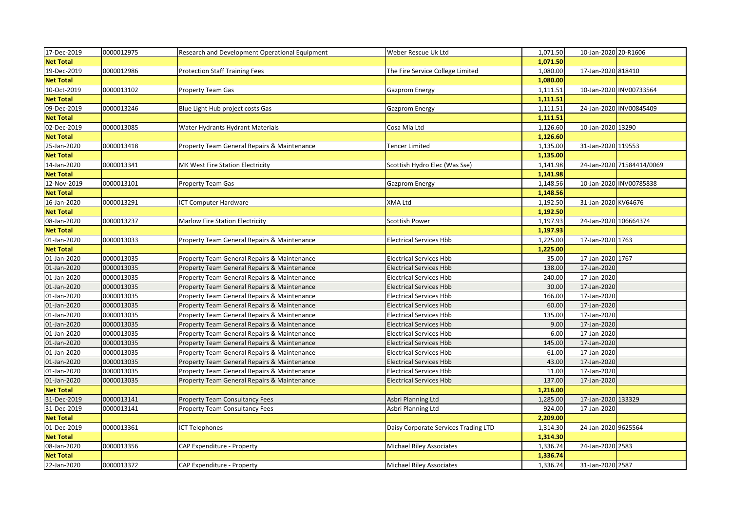| 17-Dec-2019 | 0000012975 | Research and Development Operational Equipment | Weber Rescue Uk Ltd | 1,071.50 | 10-Jan-2020 | 20-R1606 |
|---|---|---|---|---|---|---|
| **Net Total** | | | | **1,071.50** | | |
| 19-Dec-2019 | 0000012986 | Protection Staff Training Fees | The Fire Service College Limited | 1,080.00 | 17-Jan-2020 | 818410 |
| **Net Total** | | | | **1,080.00** | | |
| 10-Oct-2019 | 0000013102 | Property Team Gas | Gazprom Energy | 1,111.51 | 10-Jan-2020 | INV00733564 |
| **Net Total** | | | | **1,111.51** | | |
| 09-Dec-2019 | 0000013246 | Blue Light Hub project costs Gas | Gazprom Energy | 1,111.51 | 24-Jan-2020 | INV00845409 |
| **Net Total** | | | | **1,111.51** | | |
| 02-Dec-2019 | 0000013085 | Water Hydrants Hydrant Materials | Cosa Mia Ltd | 1,126.60 | 10-Jan-2020 | 13290 |
| **Net Total** | | | | **1,126.60** | | |
| 25-Jan-2020 | 0000013418 | Property Team General Repairs & Maintenance | Tencer Limited | 1,135.00 | 31-Jan-2020 | 119553 |
| **Net Total** | | | | **1,135.00** | | |
| 14-Jan-2020 | 0000013341 | MK West Fire Station Electricity | Scottish Hydro Elec (Was Sse) | 1,141.98 | 24-Jan-2020 | 71584414/0069 |
| **Net Total** | | | | **1,141.98** | | |
| 12-Nov-2019 | 0000013101 | Property Team Gas | Gazprom Energy | 1,148.56 | 10-Jan-2020 | INV00785838 |
| **Net Total** | | | | **1,148.56** | | |
| 16-Jan-2020 | 0000013291 | ICT Computer Hardware | XMA Ltd | 1,192.50 | 31-Jan-2020 | KV64676 |
| **Net Total** | | | | **1,192.50** | | |
| 08-Jan-2020 | 0000013237 | Marlow Fire Station Electricity | Scottish Power | 1,197.93 | 24-Jan-2020 | 106664374 |
| **Net Total** | | | | **1,197.93** | | |
| 01-Jan-2020 | 0000013033 | Property Team General Repairs & Maintenance | Electrical Services Hbb | 1,225.00 | 17-Jan-2020 | 1763 |
| **Net Total** | | | | **1,225.00** | | |
| 01-Jan-2020 | 0000013035 | Property Team General Repairs & Maintenance | Electrical Services Hbb | 35.00 | 17-Jan-2020 | 1767 |
| 01-Jan-2020 | 0000013035 | Property Team General Repairs & Maintenance | Electrical Services Hbb | 138.00 | 17-Jan-2020 | |
| 01-Jan-2020 | 0000013035 | Property Team General Repairs & Maintenance | Electrical Services Hbb | 240.00 | 17-Jan-2020 | |
| 01-Jan-2020 | 0000013035 | Property Team General Repairs & Maintenance | Electrical Services Hbb | 30.00 | 17-Jan-2020 | |
| 01-Jan-2020 | 0000013035 | Property Team General Repairs & Maintenance | Electrical Services Hbb | 166.00 | 17-Jan-2020 | |
| 01-Jan-2020 | 0000013035 | Property Team General Repairs & Maintenance | Electrical Services Hbb | 60.00 | 17-Jan-2020 | |
| 01-Jan-2020 | 0000013035 | Property Team General Repairs & Maintenance | Electrical Services Hbb | 135.00 | 17-Jan-2020 | |
| 01-Jan-2020 | 0000013035 | Property Team General Repairs & Maintenance | Electrical Services Hbb | 9.00 | 17-Jan-2020 | |
| 01-Jan-2020 | 0000013035 | Property Team General Repairs & Maintenance | Electrical Services Hbb | 6.00 | 17-Jan-2020 | |
| 01-Jan-2020 | 0000013035 | Property Team General Repairs & Maintenance | Electrical Services Hbb | 145.00 | 17-Jan-2020 | |
| 01-Jan-2020 | 0000013035 | Property Team General Repairs & Maintenance | Electrical Services Hbb | 61.00 | 17-Jan-2020 | |
| 01-Jan-2020 | 0000013035 | Property Team General Repairs & Maintenance | Electrical Services Hbb | 43.00 | 17-Jan-2020 | |
| 01-Jan-2020 | 0000013035 | Property Team General Repairs & Maintenance | Electrical Services Hbb | 11.00 | 17-Jan-2020 | |
| 01-Jan-2020 | 0000013035 | Property Team General Repairs & Maintenance | Electrical Services Hbb | 137.00 | 17-Jan-2020 | |
| **Net Total** | | | | **1,216.00** | | |
| 31-Dec-2019 | 0000013141 | Property Team Consultancy Fees | Asbri Planning Ltd | 1,285.00 | 17-Jan-2020 | 133329 |
| 31-Dec-2019 | 0000013141 | Property Team Consultancy Fees | Asbri Planning Ltd | 924.00 | 17-Jan-2020 | |
| **Net Total** | | | | **2,209.00** | | |
| 01-Dec-2019 | 0000013361 | ICT Telephones | Daisy Corporate Services Trading LTD | 1,314.30 | 24-Jan-2020 | 9625564 |
| **Net Total** | | | | **1,314.30** | | |
| 08-Jan-2020 | 0000013356 | CAP Expenditure - Property | Michael Riley Associates | 1,336.74 | 24-Jan-2020 | 2583 |
| **Net Total** | | | | **1,336.74** | | |
| 22-Jan-2020 | 0000013372 | CAP Expenditure - Property | Michael Riley Associates | 1,336.74 | 31-Jan-2020 | 2587 |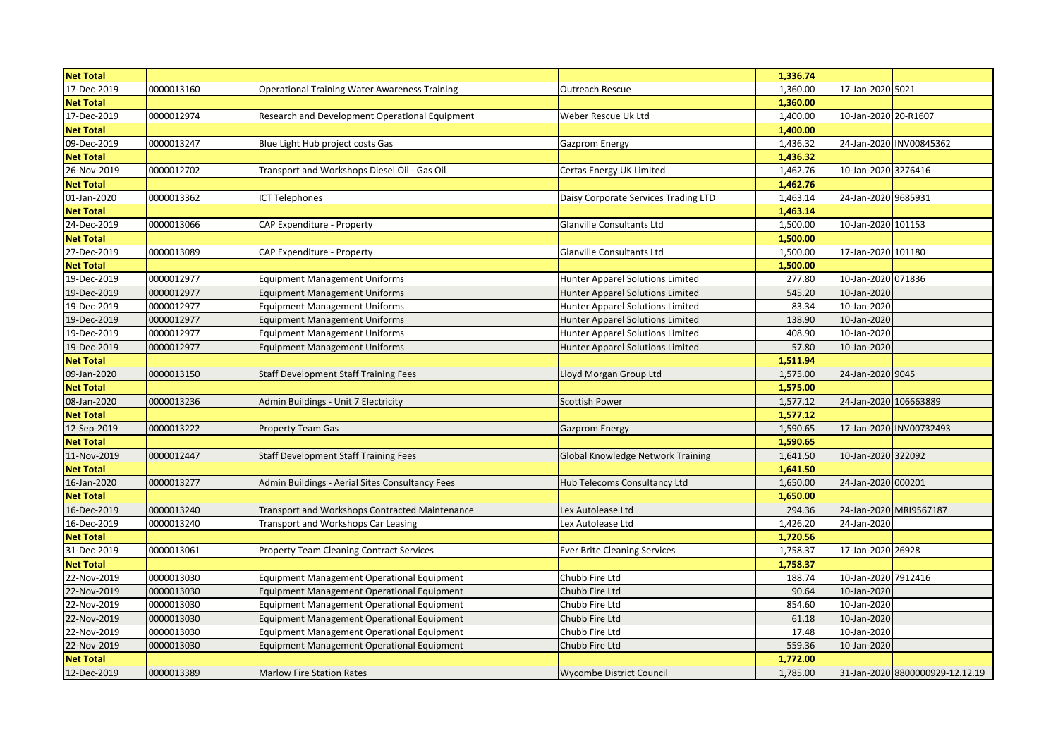| Net Total | | | | 1,336.74 | | |
|---|---|---|---|---|---|---|
| 17-Dec-2019 | 0000013160 | Operational Training Water Awareness Training | Outreach Rescue | 1,360.00 | 17-Jan-2020 | 5021 |
| Net Total | | | | 1,360.00 | | |
| 17-Dec-2019 | 0000012974 | Research and Development Operational Equipment | Weber Rescue Uk Ltd | 1,400.00 | 10-Jan-2020 | 20-R1607 |
| Net Total | | | | 1,400.00 | | |
| 09-Dec-2019 | 0000013247 | Blue Light Hub project costs Gas | Gazprom Energy | 1,436.32 | 24-Jan-2020 | INV00845362 |
| Net Total | | | | 1,436.32 | | |
| 26-Nov-2019 | 0000012702 | Transport and Workshops Diesel Oil - Gas Oil | Certas Energy UK Limited | 1,462.76 | 10-Jan-2020 | 3276416 |
| Net Total | | | | 1,462.76 | | |
| 01-Jan-2020 | 0000013362 | ICT Telephones | Daisy Corporate Services Trading LTD | 1,463.14 | 24-Jan-2020 | 9685931 |
| Net Total | | | | 1,463.14 | | |
| 24-Dec-2019 | 0000013066 | CAP Expenditure - Property | Glanville Consultants Ltd | 1,500.00 | 10-Jan-2020 | 101153 |
| Net Total | | | | 1,500.00 | | |
| 27-Dec-2019 | 0000013089 | CAP Expenditure - Property | Glanville Consultants Ltd | 1,500.00 | 17-Jan-2020 | 101180 |
| Net Total | | | | 1,500.00 | | |
| 19-Dec-2019 | 0000012977 | Equipment Management Uniforms | Hunter Apparel Solutions Limited | 277.80 | 10-Jan-2020 | 071836 |
| 19-Dec-2019 | 0000012977 | Equipment Management Uniforms | Hunter Apparel Solutions Limited | 545.20 | 10-Jan-2020 | |
| 19-Dec-2019 | 0000012977 | Equipment Management Uniforms | Hunter Apparel Solutions Limited | 83.34 | 10-Jan-2020 | |
| 19-Dec-2019 | 0000012977 | Equipment Management Uniforms | Hunter Apparel Solutions Limited | 138.90 | 10-Jan-2020 | |
| 19-Dec-2019 | 0000012977 | Equipment Management Uniforms | Hunter Apparel Solutions Limited | 408.90 | 10-Jan-2020 | |
| 19-Dec-2019 | 0000012977 | Equipment Management Uniforms | Hunter Apparel Solutions Limited | 57.80 | 10-Jan-2020 | |
| Net Total | | | | 1,511.94 | | |
| 09-Jan-2020 | 0000013150 | Staff Development Staff Training Fees | Lloyd Morgan Group Ltd | 1,575.00 | 24-Jan-2020 | 9045 |
| Net Total | | | | 1,575.00 | | |
| 08-Jan-2020 | 0000013236 | Admin Buildings - Unit 7 Electricity | Scottish Power | 1,577.12 | 24-Jan-2020 | 106663889 |
| Net Total | | | | 1,577.12 | | |
| 12-Sep-2019 | 0000013222 | Property Team Gas | Gazprom Energy | 1,590.65 | 17-Jan-2020 | INV00732493 |
| Net Total | | | | 1,590.65 | | |
| 11-Nov-2019 | 0000012447 | Staff Development Staff Training Fees | Global Knowledge Network Training | 1,641.50 | 10-Jan-2020 | 322092 |
| Net Total | | | | 1,641.50 | | |
| 16-Jan-2020 | 0000013277 | Admin Buildings - Aerial Sites Consultancy Fees | Hub Telecoms Consultancy Ltd | 1,650.00 | 24-Jan-2020 | 000201 |
| Net Total | | | | 1,650.00 | | |
| 16-Dec-2019 | 0000013240 | Transport and Workshops Contracted Maintenance | Lex Autolease Ltd | 294.36 | 24-Jan-2020 | MRI9567187 |
| 16-Dec-2019 | 0000013240 | Transport and Workshops Car Leasing | Lex Autolease Ltd | 1,426.20 | 24-Jan-2020 | |
| Net Total | | | | 1,720.56 | | |
| 31-Dec-2019 | 0000013061 | Property Team Cleaning Contract Services | Ever Brite Cleaning Services | 1,758.37 | 17-Jan-2020 | 26928 |
| Net Total | | | | 1,758.37 | | |
| 22-Nov-2019 | 0000013030 | Equipment Management Operational Equipment | Chubb Fire Ltd | 188.74 | 10-Jan-2020 | 7912416 |
| 22-Nov-2019 | 0000013030 | Equipment Management Operational Equipment | Chubb Fire Ltd | 90.64 | 10-Jan-2020 | |
| 22-Nov-2019 | 0000013030 | Equipment Management Operational Equipment | Chubb Fire Ltd | 854.60 | 10-Jan-2020 | |
| 22-Nov-2019 | 0000013030 | Equipment Management Operational Equipment | Chubb Fire Ltd | 61.18 | 10-Jan-2020 | |
| 22-Nov-2019 | 0000013030 | Equipment Management Operational Equipment | Chubb Fire Ltd | 17.48 | 10-Jan-2020 | |
| 22-Nov-2019 | 0000013030 | Equipment Management Operational Equipment | Chubb Fire Ltd | 559.36 | 10-Jan-2020 | |
| Net Total | | | | 1,772.00 | | |
| 12-Dec-2019 | 0000013389 | Marlow Fire Station Rates | Wycombe District Council | 1,785.00 | 31-Jan-2020 | 8800000929-12.12.19 |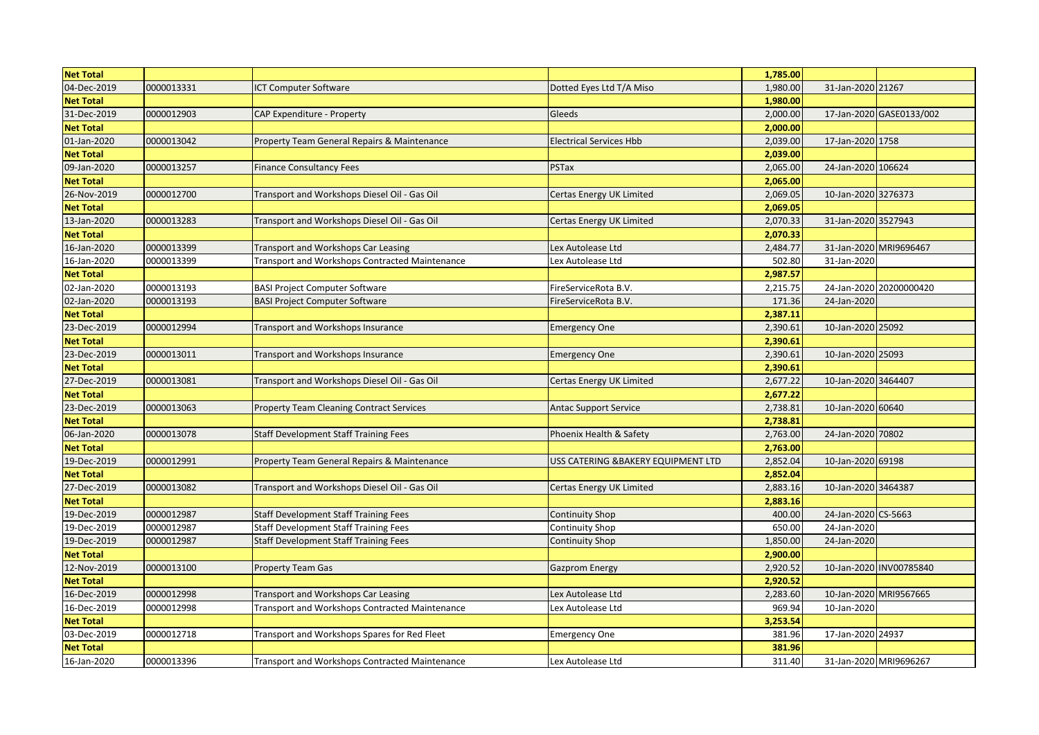| | | | | | | |
|---|---|---|---|---|---|---|
| **Net Total** | | | | **1,785.00** | | |
| 04-Dec-2019 | 0000013331 | ICT Computer Software | Dotted Eyes Ltd T/A Miso | 1,980.00 | 31-Jan-2020 | 21267 |
| **Net Total** | | | | **1,980.00** | | |
| 31-Dec-2019 | 0000012903 | CAP Expenditure - Property | Gleeds | 2,000.00 | 17-Jan-2020 | GASE0133/002 |
| **Net Total** | | | | **2,000.00** | | |
| 01-Jan-2020 | 0000013042 | Property Team General Repairs & Maintenance | Electrical Services Hbb | 2,039.00 | 17-Jan-2020 | 1758 |
| **Net Total** | | | | **2,039.00** | | |
| 09-Jan-2020 | 0000013257 | Finance Consultancy Fees | PSTax | 2,065.00 | 24-Jan-2020 | 106624 |
| **Net Total** | | | | **2,065.00** | | |
| 26-Nov-2019 | 0000012700 | Transport and Workshops Diesel Oil - Gas Oil | Certas Energy UK Limited | 2,069.05 | 10-Jan-2020 | 3276373 |
| **Net Total** | | | | **2,069.05** | | |
| 13-Jan-2020 | 0000013283 | Transport and Workshops Diesel Oil - Gas Oil | Certas Energy UK Limited | 2,070.33 | 31-Jan-2020 | 3527943 |
| **Net Total** | | | | **2,070.33** | | |
| 16-Jan-2020 | 0000013399 | Transport and Workshops Car Leasing | Lex Autolease Ltd | 2,484.77 | 31-Jan-2020 | MRI9696467 |
| 16-Jan-2020 | 0000013399 | Transport and Workshops Contracted Maintenance | Lex Autolease Ltd | 502.80 | 31-Jan-2020 | |
| **Net Total** | | | | **2,987.57** | | |
| 02-Jan-2020 | 0000013193 | BASI Project Computer Software | FireServiceRota B.V. | 2,215.75 | 24-Jan-2020 | 20200000420 |
| 02-Jan-2020 | 0000013193 | BASI Project Computer Software | FireServiceRota B.V. | 171.36 | 24-Jan-2020 | |
| **Net Total** | | | | **2,387.11** | | |
| 23-Dec-2019 | 0000012994 | Transport and Workshops Insurance | Emergency One | 2,390.61 | 10-Jan-2020 | 25092 |
| **Net Total** | | | | **2,390.61** | | |
| 23-Dec-2019 | 0000013011 | Transport and Workshops Insurance | Emergency One | 2,390.61 | 10-Jan-2020 | 25093 |
| **Net Total** | | | | **2,390.61** | | |
| 27-Dec-2019 | 0000013081 | Transport and Workshops Diesel Oil - Gas Oil | Certas Energy UK Limited | 2,677.22 | 10-Jan-2020 | 3464407 |
| **Net Total** | | | | **2,677.22** | | |
| 23-Dec-2019 | 0000013063 | Property Team Cleaning Contract Services | Antac Support Service | 2,738.81 | 10-Jan-2020 | 60640 |
| **Net Total** | | | | **2,738.81** | | |
| 06-Jan-2020 | 0000013078 | Staff Development Staff Training Fees | Phoenix Health & Safety | 2,763.00 | 24-Jan-2020 | 70802 |
| **Net Total** | | | | **2,763.00** | | |
| 19-Dec-2019 | 0000012991 | Property Team General Repairs & Maintenance | USS CATERING &BAKERY EQUIPMENT LTD | 2,852.04 | 10-Jan-2020 | 69198 |
| **Net Total** | | | | **2,852.04** | | |
| 27-Dec-2019 | 0000013082 | Transport and Workshops Diesel Oil - Gas Oil | Certas Energy UK Limited | 2,883.16 | 10-Jan-2020 | 3464387 |
| **Net Total** | | | | **2,883.16** | | |
| 19-Dec-2019 | 0000012987 | Staff Development Staff Training Fees | Continuity Shop | 400.00 | 24-Jan-2020 | CS-5663 |
| 19-Dec-2019 | 0000012987 | Staff Development Staff Training Fees | Continuity Shop | 650.00 | 24-Jan-2020 | |
| 19-Dec-2019 | 0000012987 | Staff Development Staff Training Fees | Continuity Shop | 1,850.00 | 24-Jan-2020 | |
| **Net Total** | | | | **2,900.00** | | |
| 12-Nov-2019 | 0000013100 | Property Team Gas | Gazprom Energy | 2,920.52 | 10-Jan-2020 | INV00785840 |
| **Net Total** | | | | **2,920.52** | | |
| 16-Dec-2019 | 0000012998 | Transport and Workshops Car Leasing | Lex Autolease Ltd | 2,283.60 | 10-Jan-2020 | MRI9567665 |
| 16-Dec-2019 | 0000012998 | Transport and Workshops Contracted Maintenance | Lex Autolease Ltd | 969.94 | 10-Jan-2020 | |
| **Net Total** | | | | **3,253.54** | | |
| 03-Dec-2019 | 0000012718 | Transport and Workshops Spares for Red Fleet | Emergency One | 381.96 | 17-Jan-2020 | 24937 |
| **Net Total** | | | | **381.96** | | |
| 16-Jan-2020 | 0000013396 | Transport and Workshops Contracted Maintenance | Lex Autolease Ltd | 311.40 | 31-Jan-2020 | MRI9696267 |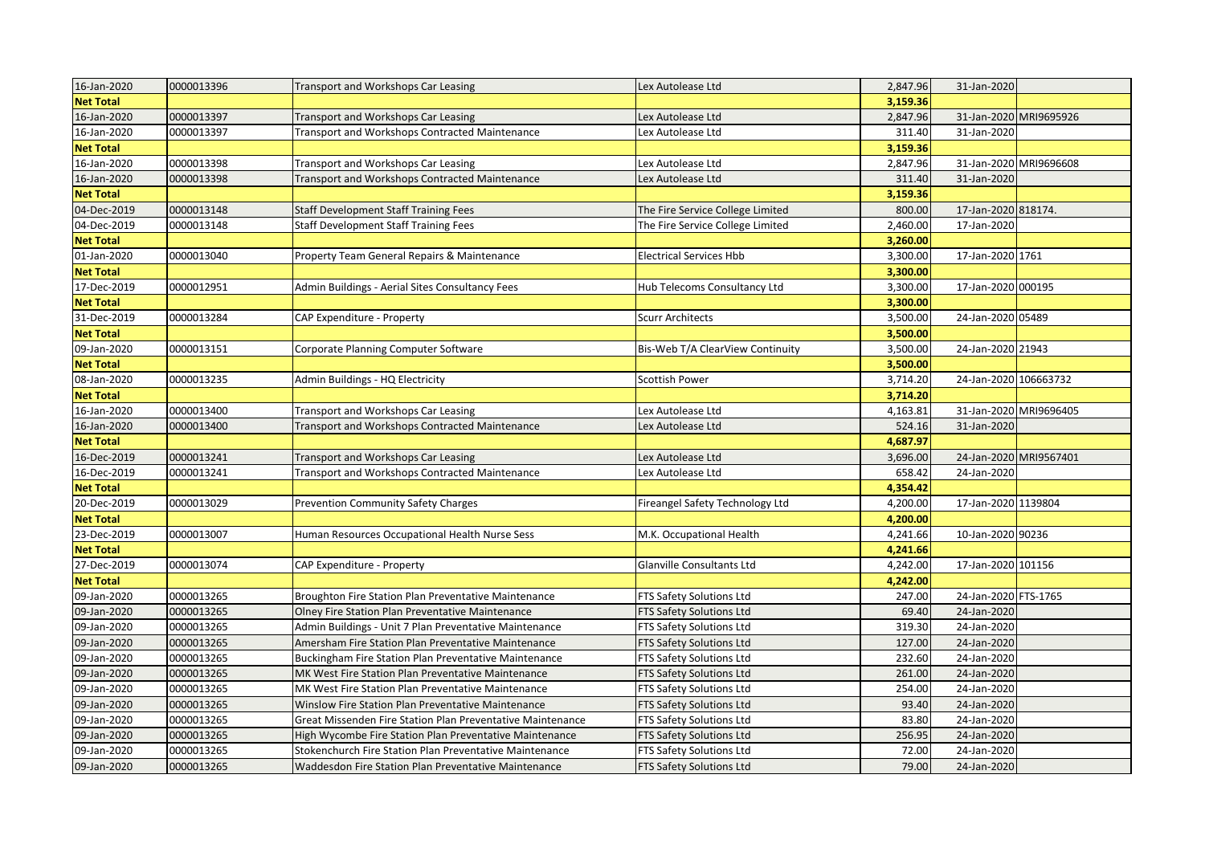| | | | | | | |
|---|---|---|---|---|---|---|
| 16-Jan-2020 | 0000013396 | Transport and Workshops Car Leasing | Lex Autolease Ltd | 2,847.96 | 31-Jan-2020 | |
| **Net Total** | | | | **3,159.36** | | |
| 16-Jan-2020 | 0000013397 | Transport and Workshops Car Leasing | Lex Autolease Ltd | 2,847.96 | 31-Jan-2020 | MRI9695926 |
| 16-Jan-2020 | 0000013397 | Transport and Workshops Contracted Maintenance | Lex Autolease Ltd | 311.40 | 31-Jan-2020 | |
| **Net Total** | | | | **3,159.36** | | |
| 16-Jan-2020 | 0000013398 | Transport and Workshops Car Leasing | Lex Autolease Ltd | 2,847.96 | 31-Jan-2020 | MRI9696608 |
| 16-Jan-2020 | 0000013398 | Transport and Workshops Contracted Maintenance | Lex Autolease Ltd | 311.40 | 31-Jan-2020 | |
| **Net Total** | | | | **3,159.36** | | |
| 04-Dec-2019 | 0000013148 | Staff Development Staff Training Fees | The Fire Service College Limited | 800.00 | 17-Jan-2020 | 818174. |
| 04-Dec-2019 | 0000013148 | Staff Development Staff Training Fees | The Fire Service College Limited | 2,460.00 | 17-Jan-2020 | |
| **Net Total** | | | | **3,260.00** | | |
| 01-Jan-2020 | 0000013040 | Property Team General Repairs & Maintenance | Electrical Services Hbb | 3,300.00 | 17-Jan-2020 | 1761 |
| **Net Total** | | | | **3,300.00** | | |
| 17-Dec-2019 | 0000012951 | Admin Buildings - Aerial Sites Consultancy Fees | Hub Telecoms Consultancy Ltd | 3,300.00 | 17-Jan-2020 | 000195 |
| **Net Total** | | | | **3,300.00** | | |
| 31-Dec-2019 | 0000013284 | CAP Expenditure - Property | Scurr Architects | 3,500.00 | 24-Jan-2020 | 05489 |
| **Net Total** | | | | **3,500.00** | | |
| 09-Jan-2020 | 0000013151 | Corporate Planning Computer Software | Bis-Web T/A ClearView Continuity | 3,500.00 | 24-Jan-2020 | 21943 |
| **Net Total** | | | | **3,500.00** | | |
| 08-Jan-2020 | 0000013235 | Admin Buildings - HQ Electricity | Scottish Power | 3,714.20 | 24-Jan-2020 | 106663732 |
| **Net Total** | | | | **3,714.20** | | |
| 16-Jan-2020 | 0000013400 | Transport and Workshops Car Leasing | Lex Autolease Ltd | 4,163.81 | 31-Jan-2020 | MRI9696405 |
| 16-Jan-2020 | 0000013400 | Transport and Workshops Contracted Maintenance | Lex Autolease Ltd | 524.16 | 31-Jan-2020 | |
| **Net Total** | | | | **4,687.97** | | |
| 16-Dec-2019 | 0000013241 | Transport and Workshops Car Leasing | Lex Autolease Ltd | 3,696.00 | 24-Jan-2020 | MRI9567401 |
| 16-Dec-2019 | 0000013241 | Transport and Workshops Contracted Maintenance | Lex Autolease Ltd | 658.42 | 24-Jan-2020 | |
| **Net Total** | | | | **4,354.42** | | |
| 20-Dec-2019 | 0000013029 | Prevention Community Safety Charges | Fireangel Safety Technology Ltd | 4,200.00 | 17-Jan-2020 | 1139804 |
| **Net Total** | | | | **4,200.00** | | |
| 23-Dec-2019 | 0000013007 | Human Resources Occupational Health Nurse Sess | M.K. Occupational Health | 4,241.66 | 10-Jan-2020 | 90236 |
| **Net Total** | | | | **4,241.66** | | |
| 27-Dec-2019 | 0000013074 | CAP Expenditure - Property | Glanville Consultants Ltd | 4,242.00 | 17-Jan-2020 | 101156 |
| **Net Total** | | | | **4,242.00** | | |
| 09-Jan-2020 | 0000013265 | Broughton Fire Station Plan Preventative Maintenance | FTS Safety Solutions Ltd | 247.00 | 24-Jan-2020 | FTS-1765 |
| 09-Jan-2020 | 0000013265 | Olney Fire Station Plan Preventative Maintenance | FTS Safety Solutions Ltd | 69.40 | 24-Jan-2020 | |
| 09-Jan-2020 | 0000013265 | Admin Buildings - Unit 7 Plan Preventative Maintenance | FTS Safety Solutions Ltd | 319.30 | 24-Jan-2020 | |
| 09-Jan-2020 | 0000013265 | Amersham Fire Station Plan Preventative Maintenance | FTS Safety Solutions Ltd | 127.00 | 24-Jan-2020 | |
| 09-Jan-2020 | 0000013265 | Buckingham Fire Station Plan Preventative Maintenance | FTS Safety Solutions Ltd | 232.60 | 24-Jan-2020 | |
| 09-Jan-2020 | 0000013265 | MK West Fire Station Plan Preventative Maintenance | FTS Safety Solutions Ltd | 261.00 | 24-Jan-2020 | |
| 09-Jan-2020 | 0000013265 | MK West Fire Station Plan Preventative Maintenance | FTS Safety Solutions Ltd | 254.00 | 24-Jan-2020 | |
| 09-Jan-2020 | 0000013265 | Winslow Fire Station Plan Preventative Maintenance | FTS Safety Solutions Ltd | 93.40 | 24-Jan-2020 | |
| 09-Jan-2020 | 0000013265 | Great Missenden Fire Station Plan Preventative Maintenance | FTS Safety Solutions Ltd | 83.80 | 24-Jan-2020 | |
| 09-Jan-2020 | 0000013265 | High Wycombe Fire Station Plan Preventative Maintenance | FTS Safety Solutions Ltd | 256.95 | 24-Jan-2020 | |
| 09-Jan-2020 | 0000013265 | Stokenchurch Fire Station Plan Preventative Maintenance | FTS Safety Solutions Ltd | 72.00 | 24-Jan-2020 | |
| 09-Jan-2020 | 0000013265 | Waddesdon Fire Station Plan Preventative Maintenance | FTS Safety Solutions Ltd | 79.00 | 24-Jan-2020 | |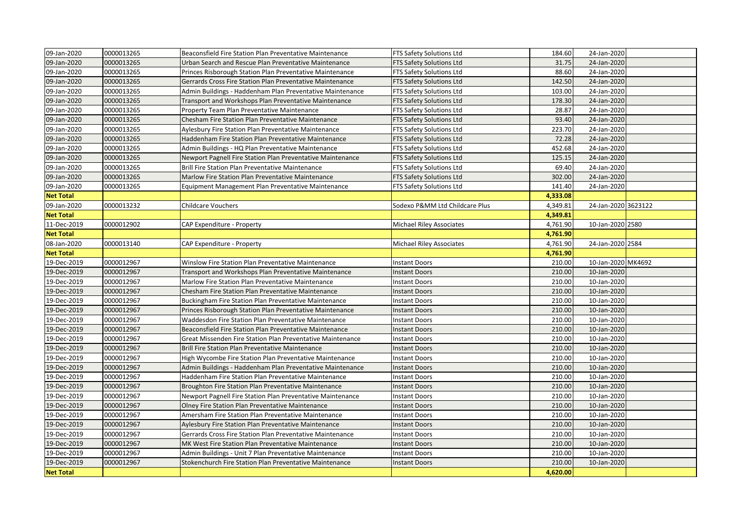| | | | | | | |
|---|---|---|---|---|---|---|
| 09-Jan-2020 | 0000013265 | Beaconsfield Fire Station Plan Preventative Maintenance | FTS Safety Solutions Ltd | 184.60 | 24-Jan-2020 | |
| 09-Jan-2020 | 0000013265 | Urban Search and Rescue Plan Preventative Maintenance | FTS Safety Solutions Ltd | 31.75 | 24-Jan-2020 | |
| 09-Jan-2020 | 0000013265 | Princes Risborough Station Plan Preventative Maintenance | FTS Safety Solutions Ltd | 88.60 | 24-Jan-2020 | |
| 09-Jan-2020 | 0000013265 | Gerrards Cross Fire Station Plan Preventative Maintenance | FTS Safety Solutions Ltd | 142.50 | 24-Jan-2020 | |
| 09-Jan-2020 | 0000013265 | Admin Buildings - Haddenham Plan Preventative Maintenance | FTS Safety Solutions Ltd | 103.00 | 24-Jan-2020 | |
| 09-Jan-2020 | 0000013265 | Transport and Workshops Plan Preventative Maintenance | FTS Safety Solutions Ltd | 178.30 | 24-Jan-2020 | |
| 09-Jan-2020 | 0000013265 | Property Team Plan Preventative Maintenance | FTS Safety Solutions Ltd | 28.87 | 24-Jan-2020 | |
| 09-Jan-2020 | 0000013265 | Chesham Fire Station Plan Preventative Maintenance | FTS Safety Solutions Ltd | 93.40 | 24-Jan-2020 | |
| 09-Jan-2020 | 0000013265 | Aylesbury Fire Station Plan Preventative Maintenance | FTS Safety Solutions Ltd | 223.70 | 24-Jan-2020 | |
| 09-Jan-2020 | 0000013265 | Haddenham Fire Station Plan Preventative Maintenance | FTS Safety Solutions Ltd | 72.28 | 24-Jan-2020 | |
| 09-Jan-2020 | 0000013265 | Admin Buildings - HQ Plan Preventative Maintenance | FTS Safety Solutions Ltd | 452.68 | 24-Jan-2020 | |
| 09-Jan-2020 | 0000013265 | Newport Pagnell Fire Station Plan Preventative Maintenance | FTS Safety Solutions Ltd | 125.15 | 24-Jan-2020 | |
| 09-Jan-2020 | 0000013265 | Brill Fire Station Plan Preventative Maintenance | FTS Safety Solutions Ltd | 69.40 | 24-Jan-2020 | |
| 09-Jan-2020 | 0000013265 | Marlow Fire Station Plan Preventative Maintenance | FTS Safety Solutions Ltd | 302.00 | 24-Jan-2020 | |
| 09-Jan-2020 | 0000013265 | Equipment Management Plan Preventative Maintenance | FTS Safety Solutions Ltd | 141.40 | 24-Jan-2020 | |
| **Net Total** | | | | **4,333.08** | | |
| 09-Jan-2020 | 0000013232 | Childcare Vouchers | Sodexo P&MM Ltd Childcare Plus | 4,349.81 | 24-Jan-2020 | 3623122 |
| **Net Total** | | | | **4,349.81** | | |
| 11-Dec-2019 | 0000012902 | CAP Expenditure - Property | Michael Riley Associates | 4,761.90 | 10-Jan-2020 | 2580 |
| **Net Total** | | | | **4,761.90** | | |
| 08-Jan-2020 | 0000013140 | CAP Expenditure - Property | Michael Riley Associates | 4,761.90 | 24-Jan-2020 | 2584 |
| **Net Total** | | | | **4,761.90** | | |
| 19-Dec-2019 | 0000012967 | Winslow Fire Station Plan Preventative Maintenance | Instant Doors | 210.00 | 10-Jan-2020 | MK4692 |
| 19-Dec-2019 | 0000012967 | Transport and Workshops Plan Preventative Maintenance | Instant Doors | 210.00 | 10-Jan-2020 | |
| 19-Dec-2019 | 0000012967 | Marlow Fire Station Plan Preventative Maintenance | Instant Doors | 210.00 | 10-Jan-2020 | |
| 19-Dec-2019 | 0000012967 | Chesham Fire Station Plan Preventative Maintenance | Instant Doors | 210.00 | 10-Jan-2020 | |
| 19-Dec-2019 | 0000012967 | Buckingham Fire Station Plan Preventative Maintenance | Instant Doors | 210.00 | 10-Jan-2020 | |
| 19-Dec-2019 | 0000012967 | Princes Risborough Station Plan Preventative Maintenance | Instant Doors | 210.00 | 10-Jan-2020 | |
| 19-Dec-2019 | 0000012967 | Waddesdon Fire Station Plan Preventative Maintenance | Instant Doors | 210.00 | 10-Jan-2020 | |
| 19-Dec-2019 | 0000012967 | Beaconsfield Fire Station Plan Preventative Maintenance | Instant Doors | 210.00 | 10-Jan-2020 | |
| 19-Dec-2019 | 0000012967 | Great Missenden Fire Station Plan Preventative Maintenance | Instant Doors | 210.00 | 10-Jan-2020 | |
| 19-Dec-2019 | 0000012967 | Brill Fire Station Plan Preventative Maintenance | Instant Doors | 210.00 | 10-Jan-2020 | |
| 19-Dec-2019 | 0000012967 | High Wycombe Fire Station Plan Preventative Maintenance | Instant Doors | 210.00 | 10-Jan-2020 | |
| 19-Dec-2019 | 0000012967 | Admin Buildings - Haddenham Plan Preventative Maintenance | Instant Doors | 210.00 | 10-Jan-2020 | |
| 19-Dec-2019 | 0000012967 | Haddenham Fire Station Plan Preventative Maintenance | Instant Doors | 210.00 | 10-Jan-2020 | |
| 19-Dec-2019 | 0000012967 | Broughton Fire Station Plan Preventative Maintenance | Instant Doors | 210.00 | 10-Jan-2020 | |
| 19-Dec-2019 | 0000012967 | Newport Pagnell Fire Station Plan Preventative Maintenance | Instant Doors | 210.00 | 10-Jan-2020 | |
| 19-Dec-2019 | 0000012967 | Olney Fire Station Plan Preventative Maintenance | Instant Doors | 210.00 | 10-Jan-2020 | |
| 19-Dec-2019 | 0000012967 | Amersham Fire Station Plan Preventative Maintenance | Instant Doors | 210.00 | 10-Jan-2020 | |
| 19-Dec-2019 | 0000012967 | Aylesbury Fire Station Plan Preventative Maintenance | Instant Doors | 210.00 | 10-Jan-2020 | |
| 19-Dec-2019 | 0000012967 | Gerrards Cross Fire Station Plan Preventative Maintenance | Instant Doors | 210.00 | 10-Jan-2020 | |
| 19-Dec-2019 | 0000012967 | MK West Fire Station Plan Preventative Maintenance | Instant Doors | 210.00 | 10-Jan-2020 | |
| 19-Dec-2019 | 0000012967 | Admin Buildings - Unit 7 Plan Preventative Maintenance | Instant Doors | 210.00 | 10-Jan-2020 | |
| 19-Dec-2019 | 0000012967 | Stokenchurch Fire Station Plan Preventative Maintenance | Instant Doors | 210.00 | 10-Jan-2020 | |
| **Net Total** | | | | **4,620.00** | | |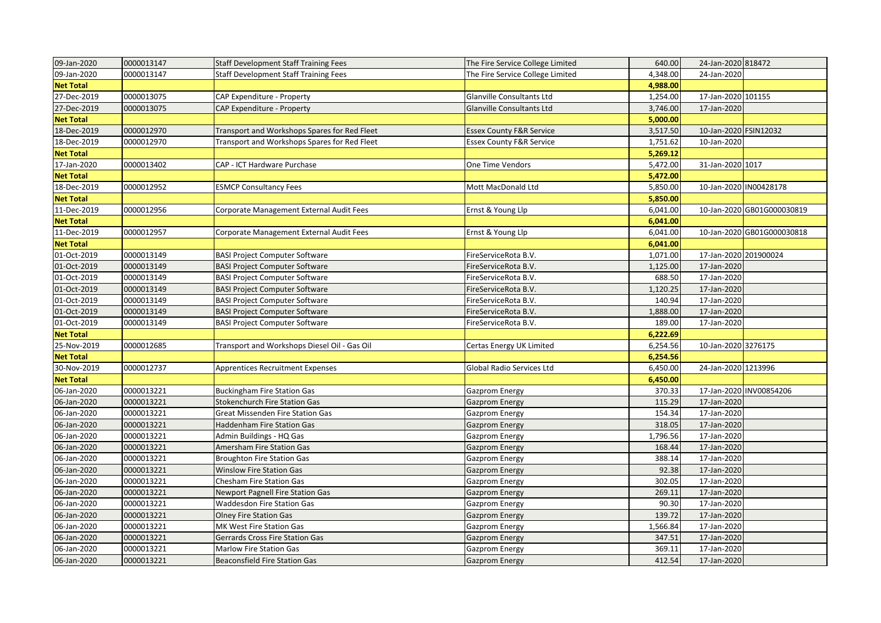| | | | | | | |
|---|---|---|---|---|---|---|
| 09-Jan-2020 | 0000013147 | Staff Development Staff Training Fees | The Fire Service College Limited | 640.00 | 24-Jan-2020 | 818472 |
| 09-Jan-2020 | 0000013147 | Staff Development Staff Training Fees | The Fire Service College Limited | 4,348.00 | 24-Jan-2020 | |
| **Net Total** | | | | **4,988.00** | | |
| 27-Dec-2019 | 0000013075 | CAP Expenditure - Property | Glanville Consultants Ltd | 1,254.00 | 17-Jan-2020 | 101155 |
| 27-Dec-2019 | 0000013075 | CAP Expenditure - Property | Glanville Consultants Ltd | 3,746.00 | 17-Jan-2020 | |
| **Net Total** | | | | **5,000.00** | | |
| 18-Dec-2019 | 0000012970 | Transport and Workshops Spares for Red Fleet | Essex County F&R Service | 3,517.50 | 10-Jan-2020 | FSIN12032 |
| 18-Dec-2019 | 0000012970 | Transport and Workshops Spares for Red Fleet | Essex County F&R Service | 1,751.62 | 10-Jan-2020 | |
| **Net Total** | | | | **5,269.12** | | |
| 17-Jan-2020 | 0000013402 | CAP - ICT Hardware Purchase | One Time Vendors | 5,472.00 | 31-Jan-2020 | 1017 |
| **Net Total** | | | | **5,472.00** | | |
| 18-Dec-2019 | 0000012952 | ESMCP Consultancy Fees | Mott MacDonald Ltd | 5,850.00 | 10-Jan-2020 | IN00428178 |
| **Net Total** | | | | **5,850.00** | | |
| 11-Dec-2019 | 0000012956 | Corporate Management External Audit Fees | Ernst & Young Llp | 6,041.00 | 10-Jan-2020 | GB01G000030819 |
| **Net Total** | | | | **6,041.00** | | |
| 11-Dec-2019 | 0000012957 | Corporate Management External Audit Fees | Ernst & Young Llp | 6,041.00 | 10-Jan-2020 | GB01G000030818 |
| **Net Total** | | | | **6,041.00** | | |
| 01-Oct-2019 | 0000013149 | BASI Project Computer Software | FireServiceRota B.V. | 1,071.00 | 17-Jan-2020 | 201900024 |
| 01-Oct-2019 | 0000013149 | BASI Project Computer Software | FireServiceRota B.V. | 1,125.00 | 17-Jan-2020 | |
| 01-Oct-2019 | 0000013149 | BASI Project Computer Software | FireServiceRota B.V. | 688.50 | 17-Jan-2020 | |
| 01-Oct-2019 | 0000013149 | BASI Project Computer Software | FireServiceRota B.V. | 1,120.25 | 17-Jan-2020 | |
| 01-Oct-2019 | 0000013149 | BASI Project Computer Software | FireServiceRota B.V. | 140.94 | 17-Jan-2020 | |
| 01-Oct-2019 | 0000013149 | BASI Project Computer Software | FireServiceRota B.V. | 1,888.00 | 17-Jan-2020 | |
| 01-Oct-2019 | 0000013149 | BASI Project Computer Software | FireServiceRota B.V. | 189.00 | 17-Jan-2020 | |
| **Net Total** | | | | **6,222.69** | | |
| 25-Nov-2019 | 0000012685 | Transport and Workshops Diesel Oil - Gas Oil | Certas Energy UK Limited | 6,254.56 | 10-Jan-2020 | 3276175 |
| **Net Total** | | | | **6,254.56** | | |
| 30-Nov-2019 | 0000012737 | Apprentices Recruitment Expenses | Global Radio Services Ltd | 6,450.00 | 24-Jan-2020 | 1213996 |
| **Net Total** | | | | **6,450.00** | | |
| 06-Jan-2020 | 0000013221 | Buckingham Fire Station Gas | Gazprom Energy | 370.33 | 17-Jan-2020 | INV00854206 |
| 06-Jan-2020 | 0000013221 | Stokenchurch Fire Station Gas | Gazprom Energy | 115.29 | 17-Jan-2020 | |
| 06-Jan-2020 | 0000013221 | Great Missenden Fire Station Gas | Gazprom Energy | 154.34 | 17-Jan-2020 | |
| 06-Jan-2020 | 0000013221 | Haddenham Fire Station Gas | Gazprom Energy | 318.05 | 17-Jan-2020 | |
| 06-Jan-2020 | 0000013221 | Admin Buildings - HQ Gas | Gazprom Energy | 1,796.56 | 17-Jan-2020 | |
| 06-Jan-2020 | 0000013221 | Amersham Fire Station Gas | Gazprom Energy | 168.44 | 17-Jan-2020 | |
| 06-Jan-2020 | 0000013221 | Broughton Fire Station Gas | Gazprom Energy | 388.14 | 17-Jan-2020 | |
| 06-Jan-2020 | 0000013221 | Winslow Fire Station Gas | Gazprom Energy | 92.38 | 17-Jan-2020 | |
| 06-Jan-2020 | 0000013221 | Chesham Fire Station Gas | Gazprom Energy | 302.05 | 17-Jan-2020 | |
| 06-Jan-2020 | 0000013221 | Newport Pagnell Fire Station Gas | Gazprom Energy | 269.11 | 17-Jan-2020 | |
| 06-Jan-2020 | 0000013221 | Waddesdon Fire Station Gas | Gazprom Energy | 90.30 | 17-Jan-2020 | |
| 06-Jan-2020 | 0000013221 | Olney Fire Station Gas | Gazprom Energy | 139.72 | 17-Jan-2020 | |
| 06-Jan-2020 | 0000013221 | MK West Fire Station Gas | Gazprom Energy | 1,566.84 | 17-Jan-2020 | |
| 06-Jan-2020 | 0000013221 | Gerrards Cross Fire Station Gas | Gazprom Energy | 347.51 | 17-Jan-2020 | |
| 06-Jan-2020 | 0000013221 | Marlow Fire Station Gas | Gazprom Energy | 369.11 | 17-Jan-2020 | |
| 06-Jan-2020 | 0000013221 | Beaconsfield Fire Station Gas | Gazprom Energy | 412.54 | 17-Jan-2020 | |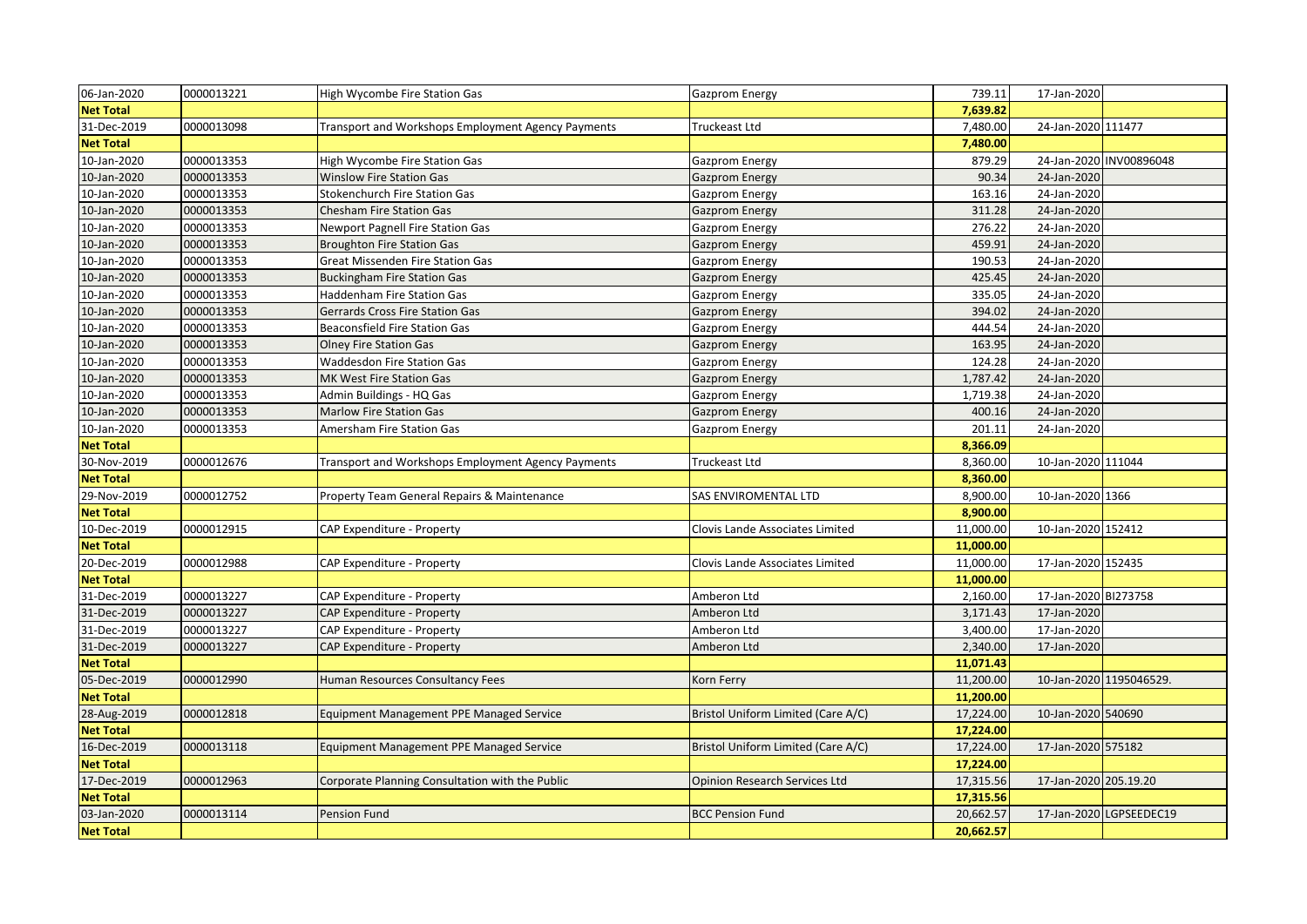| | | | | | | |
|---|---|---|---|---|---|---|
| 06-Jan-2020 | 0000013221 | High Wycombe Fire Station Gas | Gazprom Energy | 739.11 | 17-Jan-2020 | |
| **Net Total** | | | | **7,639.82** | | |
| 31-Dec-2019 | 0000013098 | Transport and Workshops Employment Agency Payments | Truckeast Ltd | 7,480.00 | 24-Jan-2020 | 111477 |
| **Net Total** | | | | **7,480.00** | | |
| 10-Jan-2020 | 0000013353 | High Wycombe Fire Station Gas | Gazprom Energy | 879.29 | 24-Jan-2020 | INV00896048 |
| 10-Jan-2020 | 0000013353 | Winslow Fire Station Gas | Gazprom Energy | 90.34 | 24-Jan-2020 | |
| 10-Jan-2020 | 0000013353 | Stokenchurch Fire Station Gas | Gazprom Energy | 163.16 | 24-Jan-2020 | |
| 10-Jan-2020 | 0000013353 | Chesham Fire Station Gas | Gazprom Energy | 311.28 | 24-Jan-2020 | |
| 10-Jan-2020 | 0000013353 | Newport Pagnell Fire Station Gas | Gazprom Energy | 276.22 | 24-Jan-2020 | |
| 10-Jan-2020 | 0000013353 | Broughton Fire Station Gas | Gazprom Energy | 459.91 | 24-Jan-2020 | |
| 10-Jan-2020 | 0000013353 | Great Missenden Fire Station Gas | Gazprom Energy | 190.53 | 24-Jan-2020 | |
| 10-Jan-2020 | 0000013353 | Buckingham Fire Station Gas | Gazprom Energy | 425.45 | 24-Jan-2020 | |
| 10-Jan-2020 | 0000013353 | Haddenham Fire Station Gas | Gazprom Energy | 335.05 | 24-Jan-2020 | |
| 10-Jan-2020 | 0000013353 | Gerrards Cross Fire Station Gas | Gazprom Energy | 394.02 | 24-Jan-2020 | |
| 10-Jan-2020 | 0000013353 | Beaconsfield Fire Station Gas | Gazprom Energy | 444.54 | 24-Jan-2020 | |
| 10-Jan-2020 | 0000013353 | Olney Fire Station Gas | Gazprom Energy | 163.95 | 24-Jan-2020 | |
| 10-Jan-2020 | 0000013353 | Waddesdon Fire Station Gas | Gazprom Energy | 124.28 | 24-Jan-2020 | |
| 10-Jan-2020 | 0000013353 | MK West Fire Station Gas | Gazprom Energy | 1,787.42 | 24-Jan-2020 | |
| 10-Jan-2020 | 0000013353 | Admin Buildings - HQ Gas | Gazprom Energy | 1,719.38 | 24-Jan-2020 | |
| 10-Jan-2020 | 0000013353 | Marlow Fire Station Gas | Gazprom Energy | 400.16 | 24-Jan-2020 | |
| 10-Jan-2020 | 0000013353 | Amersham Fire Station Gas | Gazprom Energy | 201.11 | 24-Jan-2020 | |
| **Net Total** | | | | **8,366.09** | | |
| 30-Nov-2019 | 0000012676 | Transport and Workshops Employment Agency Payments | Truckeast Ltd | 8,360.00 | 10-Jan-2020 | 111044 |
| **Net Total** | | | | **8,360.00** | | |
| 29-Nov-2019 | 0000012752 | Property Team General Repairs & Maintenance | SAS ENVIROMENTAL LTD | 8,900.00 | 10-Jan-2020 | 1366 |
| **Net Total** | | | | **8,900.00** | | |
| 10-Dec-2019 | 0000012915 | CAP Expenditure - Property | Clovis Lande Associates Limited | 11,000.00 | 10-Jan-2020 | 152412 |
| **Net Total** | | | | **11,000.00** | | |
| 20-Dec-2019 | 0000012988 | CAP Expenditure - Property | Clovis Lande Associates Limited | 11,000.00 | 17-Jan-2020 | 152435 |
| **Net Total** | | | | **11,000.00** | | |
| 31-Dec-2019 | 0000013227 | CAP Expenditure - Property | Amberon Ltd | 2,160.00 | 17-Jan-2020 | BI273758 |
| 31-Dec-2019 | 0000013227 | CAP Expenditure - Property | Amberon Ltd | 3,171.43 | 17-Jan-2020 | |
| 31-Dec-2019 | 0000013227 | CAP Expenditure - Property | Amberon Ltd | 3,400.00 | 17-Jan-2020 | |
| 31-Dec-2019 | 0000013227 | CAP Expenditure - Property | Amberon Ltd | 2,340.00 | 17-Jan-2020 | |
| **Net Total** | | | | **11,071.43** | | |
| 05-Dec-2019 | 0000012990 | Human Resources Consultancy Fees | Korn Ferry | 11,200.00 | 10-Jan-2020 | 1195046529. |
| **Net Total** | | | | **11,200.00** | | |
| 28-Aug-2019 | 0000012818 | Equipment Management PPE Managed Service | Bristol Uniform Limited (Care A/C) | 17,224.00 | 10-Jan-2020 | 540690 |
| **Net Total** | | | | **17,224.00** | | |
| 16-Dec-2019 | 0000013118 | Equipment Management PPE Managed Service | Bristol Uniform Limited (Care A/C) | 17,224.00 | 17-Jan-2020 | 575182 |
| **Net Total** | | | | **17,224.00** | | |
| 17-Dec-2019 | 0000012963 | Corporate Planning Consultation with the Public | Opinion Research Services Ltd | 17,315.56 | 17-Jan-2020 | 205.19.20 |
| **Net Total** | | | | **17,315.56** | | |
| 03-Jan-2020 | 0000013114 | Pension Fund | BCC Pension Fund | 20,662.57 | 17-Jan-2020 | LGPSEEDEC19 |
| **Net Total** | | | | **20,662.57** | | |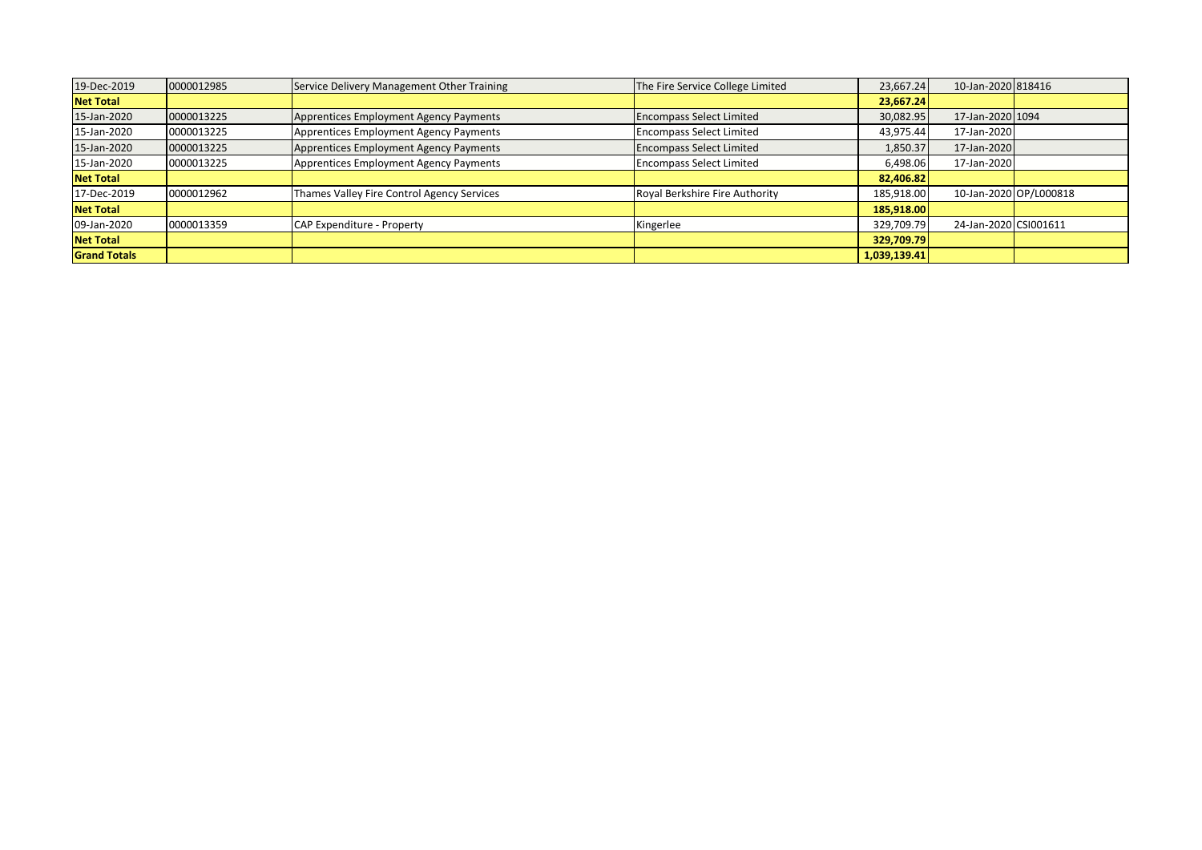| | | | | | | |
|---|---|---|---|---|---|---|
| 19-Dec-2019 | 0000012985 | Service Delivery Management Other Training | The Fire Service College Limited | 23,667.24 | 10-Jan-2020 | 818416 |
| **Net Total** | | | | **23,667.24** | | |
| 15-Jan-2020 | 0000013225 | Apprentices Employment Agency Payments | Encompass Select Limited | 30,082.95 | 17-Jan-2020 | 1094 |
| 15-Jan-2020 | 0000013225 | Apprentices Employment Agency Payments | Encompass Select Limited | 43,975.44 | 17-Jan-2020 | |
| 15-Jan-2020 | 0000013225 | Apprentices Employment Agency Payments | Encompass Select Limited | 1,850.37 | 17-Jan-2020 | |
| 15-Jan-2020 | 0000013225 | Apprentices Employment Agency Payments | Encompass Select Limited | 6,498.06 | 17-Jan-2020 | |
| **Net Total** | | | | **82,406.82** | | |
| 17-Dec-2019 | 0000012962 | Thames Valley Fire Control Agency Services | Royal Berkshire Fire Authority | 185,918.00 | 10-Jan-2020 | OP/L000818 |
| **Net Total** | | | | **185,918.00** | | |
| 09-Jan-2020 | 0000013359 | CAP Expenditure - Property | Kingerlee | 329,709.79 | 24-Jan-2020 | CSI001611 |
| **Net Total** | | | | **329,709.79** | | |
| **Grand Totals** | | | | **1,039,139.41** | | |